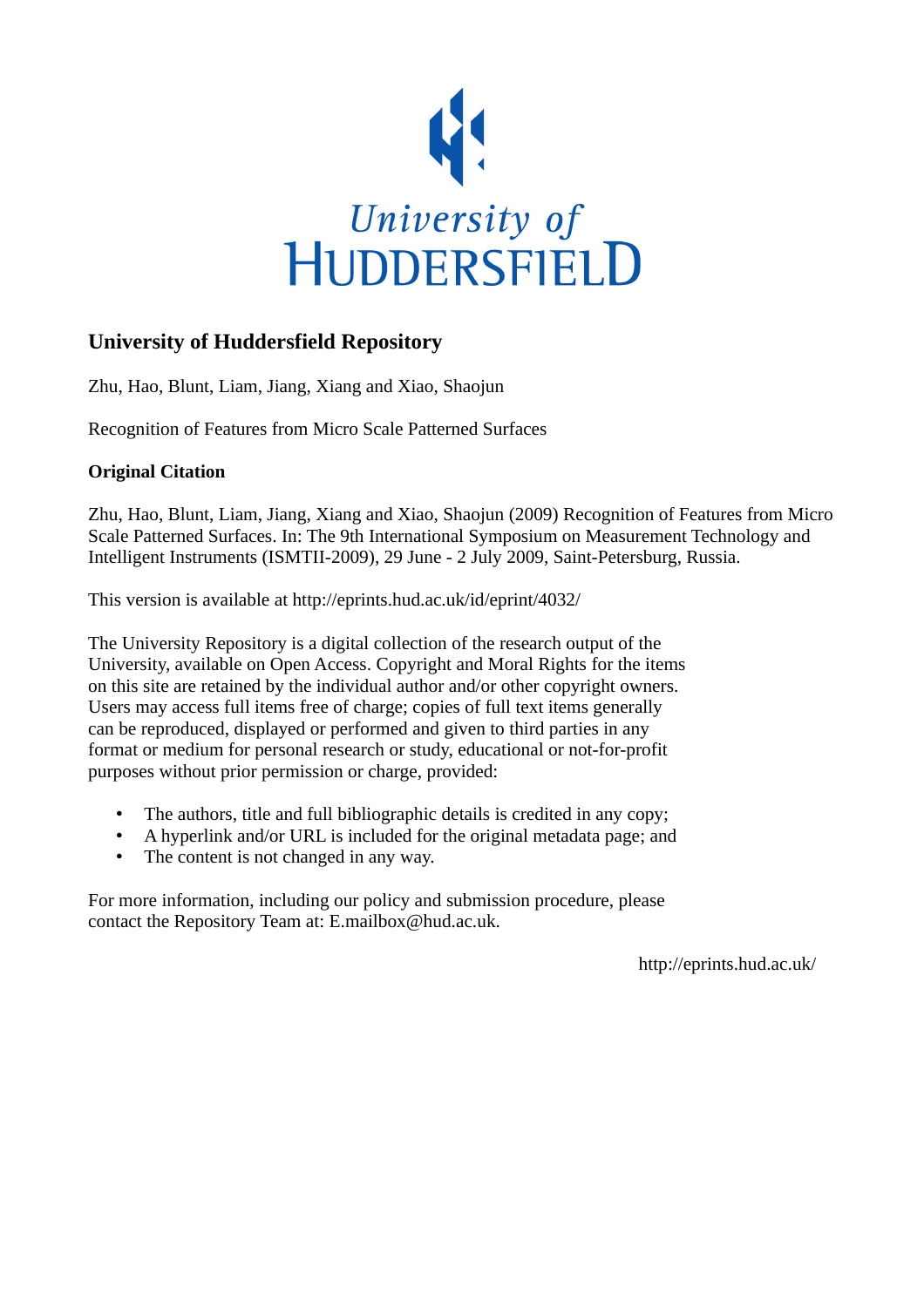University of
HUDDERSFIELD

## University of Huddersfield Repository

Zhu, Hao, Blunt, Liam, Jiang, Xiang and Xiao, Shaojun

Recognition of Features from Micro Scale Patterned Surfaces

### Original Citation

Zhu, Hao, Blunt, Liam, Jiang, Xiang and Xiao, Shaojun (2009) Recognition of Features from Micro Scale Patterned Surfaces. In: The 9th International Symposium on Measurement Technology and Intelligent Instruments (ISMTII-2009), 29 June - 2 July 2009, Saint-Petersburg, Russia.

This version is available at http://eprints.hud.ac.uk/id/eprint/4032/

The University Repository is a digital collection of the research output of the University, available on Open Access. Copyright and Moral Rights for the items on this site are retained by the individual author and/or other copyright owners. Users may access full items free of charge; copies of full text items generally can be reproduced, displayed or performed and given to third parties in any format or medium for personal research or study, educational or not-for-profit purposes without prior permission or charge, provided:

- The authors, title and full bibliographic details is credited in any copy;
- A hyperlink and/or URL is included for the original metadata page; and
- The content is not changed in any way.

For more information, including our policy and submission procedure, please contact the Repository Team at: E.mailbox@hud.ac.uk.

http://eprints.hud.ac.uk/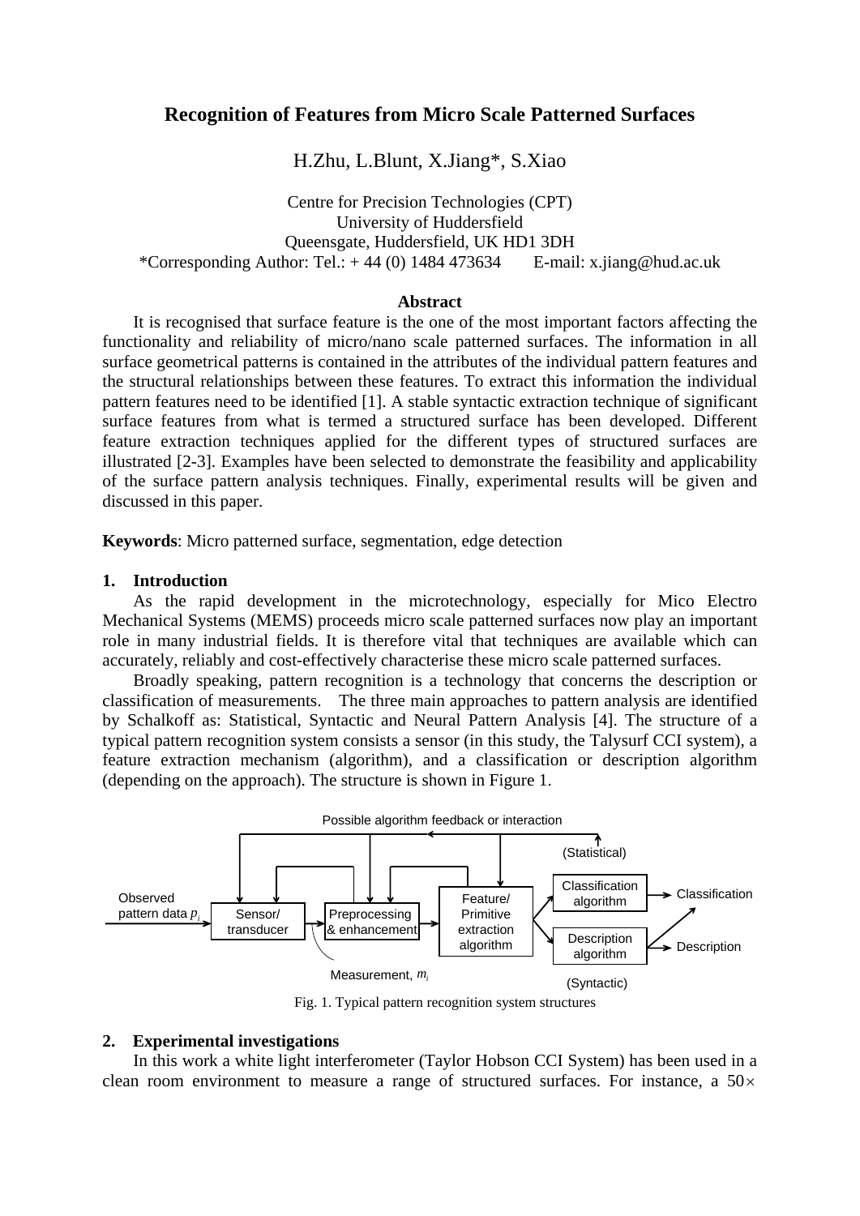# Recognition of Features from Micro Scale Patterned Surfaces

H.Zhu, L.Blunt, X.Jiang*, S.Xiao

Centre for Precision Technologies (CPT)
University of Huddersfield
Queensgate, Huddersfield, UK HD1 3DH
*Corresponding Author: Tel.: + 44 (0) 1484 473634 E-mail: x.jiang@hud.ac.uk

**Abstract**

It is recognised that surface feature is the one of the most important factors affecting the functionality and reliability of micro/nano scale patterned surfaces. The information in all surface geometrical patterns is contained in the attributes of the individual pattern features and the structural relationships between these features. To extract this information the individual pattern features need to be identified [1]. A stable syntactic extraction technique of significant surface features from what is termed a structured surface has been developed. Different feature extraction techniques applied for the different types of structured surfaces are illustrated [2-3]. Examples have been selected to demonstrate the feasibility and applicability of the surface pattern analysis techniques. Finally, experimental results will be given and discussed in this paper.

**Keywords**: Micro patterned surface, segmentation, edge detection

## 1. Introduction

As the rapid development in the microtechnology, especially for Mico Electro Mechanical Systems (MEMS) proceeds micro scale patterned surfaces now play an important role in many industrial fields. It is therefore vital that techniques are available which can accurately, reliably and cost-effectively characterise these micro scale patterned surfaces.

Broadly speaking, pattern recognition is a technology that concerns the description or classification of measurements. The three main approaches to pattern analysis are identified by Schalkoff as: Statistical, Syntactic and Neural Pattern Analysis [4]. The structure of a typical pattern recognition system consists a sensor (in this study, the Talysurf CCI system), a feature extraction mechanism (algorithm), and a classification or description algorithm (depending on the approach). The structure is shown in Figure 1.

Possible algorithm feedback or interaction

Observed pattern data $p_i$ → Sensor/transducer → Preprocessing & enhancement → Feature/Primitive extraction algorithm → Classification algorithm (Statistical) → Classification; Description algorithm (Syntactic) → Description

Measurement, $m_i$

Fig. 1. Typical pattern recognition system structures

## 2. Experimental investigations

In this work a white light interferometer (Taylor Hobson CCI System) has been used in a clean room environment to measure a range of structured surfaces. For instance, a $50\times$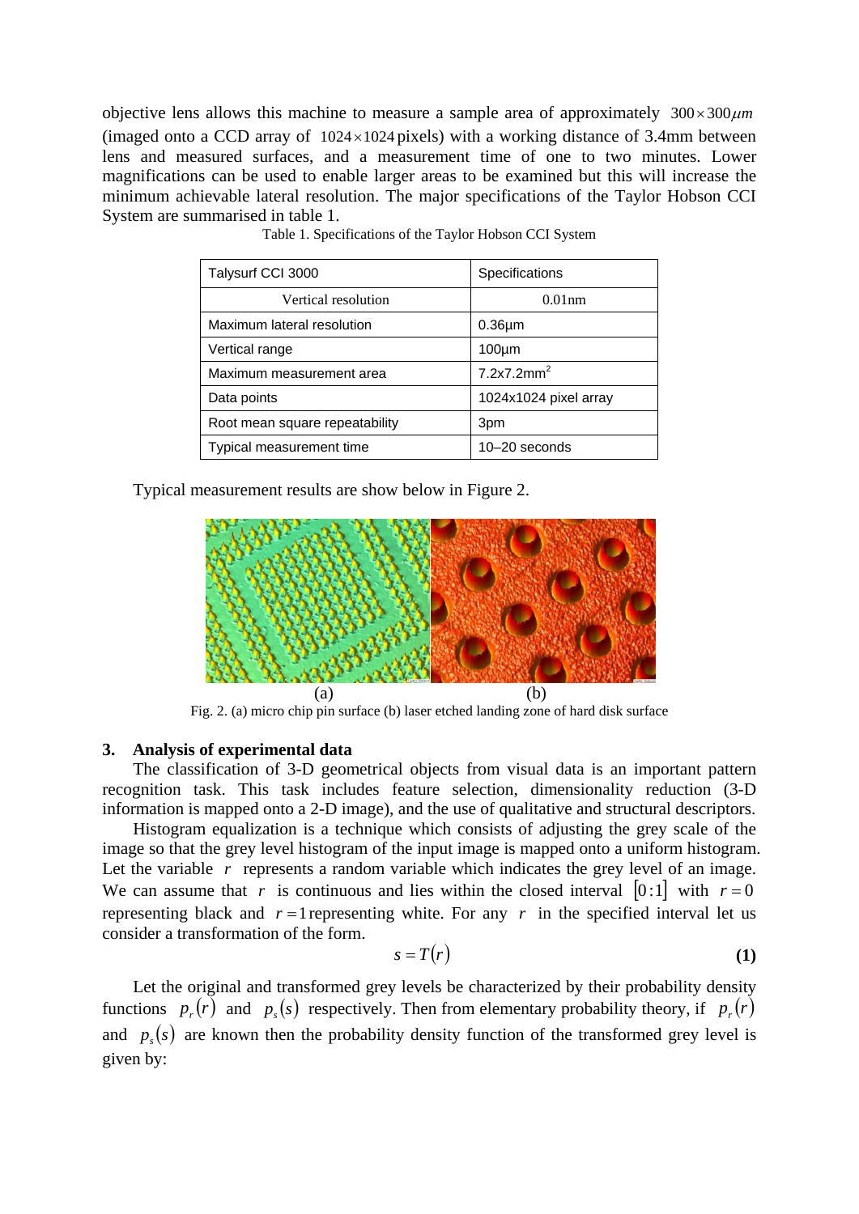objective lens allows this machine to measure a sample area of approximately $300 \times 300 \mu m$ (imaged onto a CCD array of $1024 \times 1024$ pixels) with a working distance of 3.4mm between lens and measured surfaces, and a measurement time of one to two minutes. Lower magnifications can be used to enable larger areas to be examined but this will increase the minimum achievable lateral resolution. The major specifications of the Taylor Hobson CCI System are summarised in table 1.

Table 1. Specifications of the Taylor Hobson CCI System

| Talysurf CCI 3000 | Specifications |
|---|---|
| Vertical resolution | 0.01nm |
| Maximum lateral resolution | 0.36µm |
| Vertical range | 100µm |
| Maximum measurement area | 7.2x7.2mm$^2$ |
| Data points | 1024x1024 pixel array |
| Root mean square repeatability | 3pm |
| Typical measurement time | 10–20 seconds |

Typical measurement results are show below in Figure 2.

(a) (b)

Fig. 2. (a) micro chip pin surface (b) laser etched landing zone of hard disk surface

## 3. Analysis of experimental data

The classification of 3-D geometrical objects from visual data is an important pattern recognition task. This task includes feature selection, dimensionality reduction (3-D information is mapped onto a 2-D image), and the use of qualitative and structural descriptors.

Histogram equalization is a technique which consists of adjusting the grey scale of the image so that the grey level histogram of the input image is mapped onto a uniform histogram. Let the variable $r$ represents a random variable which indicates the grey level of an image. We can assume that $r$ is continuous and lies within the closed interval $[0:1]$ with $r = 0$ representing black and $r = 1$ representing white. For any $r$ in the specified interval let us consider a transformation of the form.

$$s = T(r) \tag{1}$$

Let the original and transformed grey levels be characterized by their probability density functions $p_r(r)$ and $p_s(s)$ respectively. Then from elementary probability theory, if $p_r(r)$ and $p_s(s)$ are known then the probability density function of the transformed grey level is given by: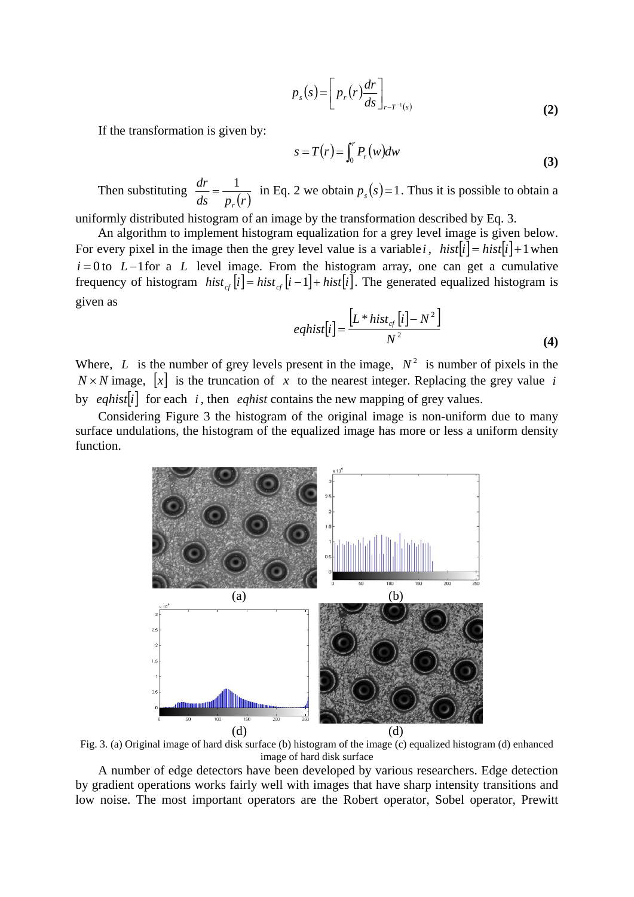$$p_s(s) = \left[ p_r(r) \frac{dr}{ds} \right]_{r-T^{-1}(s)} \quad \textbf{(2)}$$

If the transformation is given by:

$$s = T(r) = \int_0^r P_r(w)dw \quad \textbf{(3)}$$

Then substituting $\frac{dr}{ds} = \frac{1}{p_r(r)}$ in Eq. 2 we obtain $p_s(s) = 1$. Thus it is possible to obtain a uniformly distributed histogram of an image by the transformation described by Eq. 3.

An algorithm to implement histogram equalization for a grey level image is given below. For every pixel in the image then the grey level value is a variable $i$, $hist[i] = hist[i] + 1$ when $i = 0$ to $L-1$ for a $L$ level image. From the histogram array, one can get a cumulative frequency of histogram $hist_{cf}[i] = hist_{cf}[i-1] + hist[i]$. The generated equalized histogram is given as

$$eqhist[i] = \frac{\left[L * hist_{cf}[i] - N^2\right]}{N^2} \quad \textbf{(4)}$$

Where, $L$ is the number of grey levels present in the image, $N^2$ is number of pixels in the $N \times N$ image, $[x]$ is the truncation of $x$ to the nearest integer. Replacing the grey value $i$ by $eqhist[i]$ for each $i$, then $eqhist$ contains the new mapping of grey values.

Considering Figure 3 the histogram of the original image is non-uniform due to many surface undulations, the histogram of the equalized image has more or less a uniform density function.

(a) (b)

(d) (d)

Fig. 3. (a) Original image of hard disk surface (b) histogram of the image (c) equalized histogram (d) enhanced image of hard disk surface

A number of edge detectors have been developed by various researchers. Edge detection by gradient operations works fairly well with images that have sharp intensity transitions and low noise. The most important operators are the Robert operator, Sobel operator, Prewitt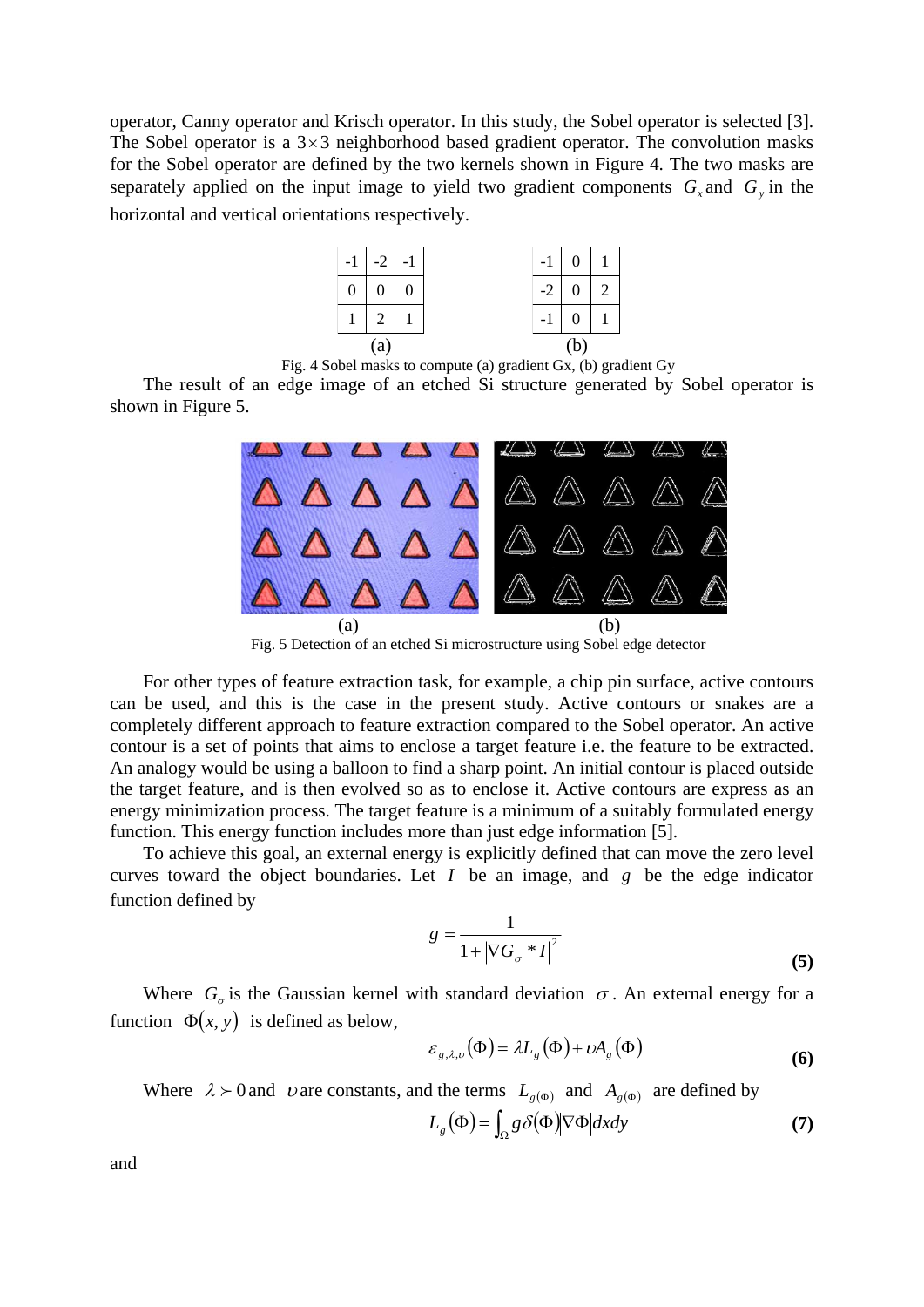operator, Canny operator and Krisch operator. In this study, the Sobel operator is selected [3]. The Sobel operator is a $3\times3$ neighborhood based gradient operator. The convolution masks for the Sobel operator are defined by the two kernels shown in Figure 4. The two masks are separately applied on the input image to yield two gradient components $G_x$ and $G_y$ in the horizontal and vertical orientations respectively.

| -1 | -2 | -1 |
|---|---|---|
| 0 | 0 | 0 |
| 1 | 2 | 1 |

(a)

| -1 | 0 | 1 |
|---|---|---|
| -2 | 0 | 2 |
| -1 | 0 | 1 |

(b)

Fig. 4 Sobel masks to compute (a) gradient Gx, (b) gradient Gy

The result of an edge image of an etched Si structure generated by Sobel operator is shown in Figure 5.

(a) (b)

Fig. 5 Detection of an etched Si microstructure using Sobel edge detector

For other types of feature extraction task, for example, a chip pin surface, active contours can be used, and this is the case in the present study. Active contours or snakes are a completely different approach to feature extraction compared to the Sobel operator. An active contour is a set of points that aims to enclose a target feature i.e. the feature to be extracted. An analogy would be using a balloon to find a sharp point. An initial contour is placed outside the target feature, and is then evolved so as to enclose it. Active contours are express as an energy minimization process. The target feature is a minimum of a suitably formulated energy function. This energy function includes more than just edge information [5].

To achieve this goal, an external energy is explicitly defined that can move the zero level curves toward the object boundaries. Let $I$ be an image, and $g$ be the edge indicator function defined by

$$g = \frac{1}{1+\left|\nabla G_\sigma * I\right|^2} \tag{5}$$

Where $G_\sigma$ is the Gaussian kernel with standard deviation $\sigma$. An external energy for a function $\Phi(x, y)$ is defined as below,

$$\varepsilon_{g,\lambda,\upsilon}(\Phi) = \lambda L_g(\Phi) + \upsilon A_g(\Phi) \tag{6}$$

Where $\lambda \succ 0$ and $\upsilon$ are constants, and the terms $L_{g(\Phi)}$ and $A_{g(\Phi)}$ are defined by

$$L_g(\Phi) = \int_\Omega g\delta(\Phi)\left|\nabla\Phi\right|dxdy \tag{7}$$

and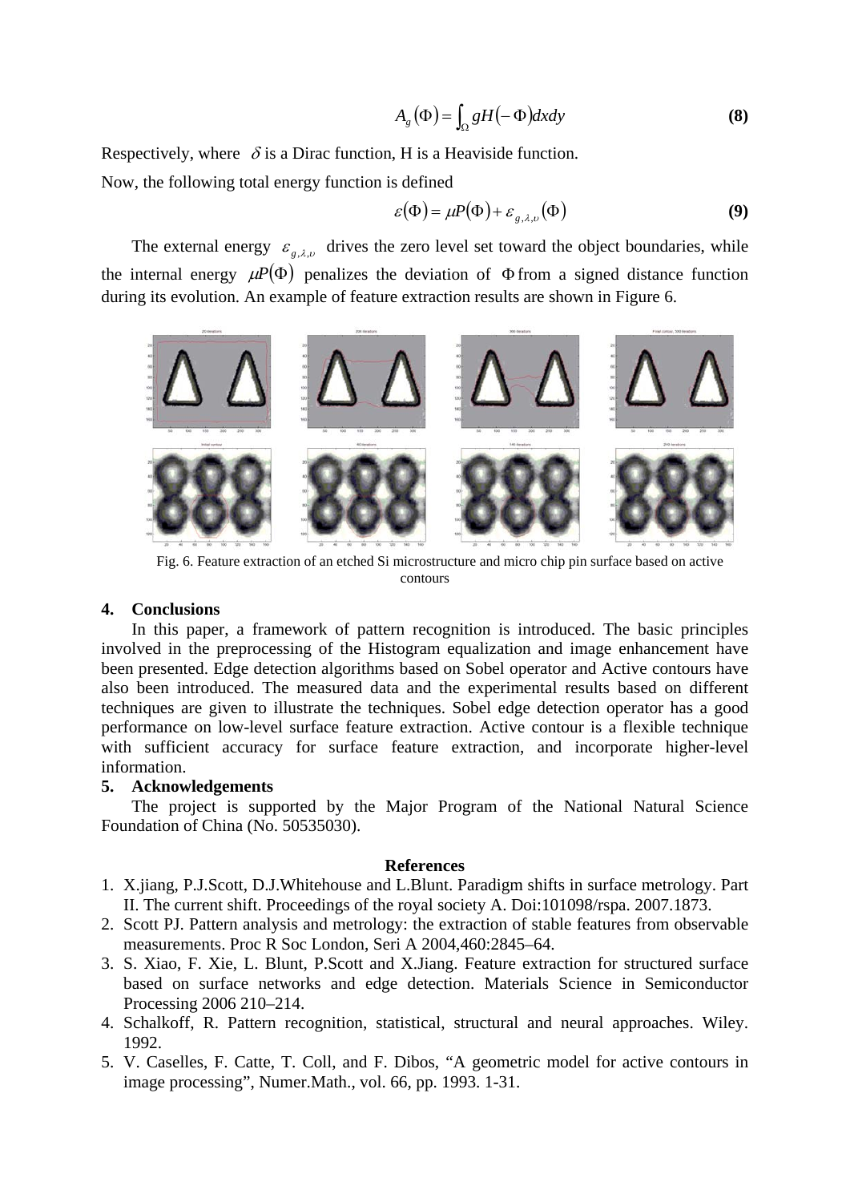$$A_g(\Phi) = \int_\Omega gH(-\Phi)dxdy \tag{8}$$

Respectively, where $\delta$ is a Dirac function, H is a Heaviside function.

Now, the following total energy function is defined

$$\varepsilon(\Phi) = \mu P(\Phi) + \varepsilon_{g,\lambda,\upsilon}(\Phi) \tag{9}$$

The external energy $\varepsilon_{g,\lambda,\upsilon}$ drives the zero level set toward the object boundaries, while the internal energy $\mu P(\Phi)$ penalizes the deviation of $\Phi$ from a signed distance function during its evolution. An example of feature extraction results are shown in Figure 6.

Fig. 6. Feature extraction of an etched Si microstructure and micro chip pin surface based on active contours

## 4. Conclusions

In this paper, a framework of pattern recognition is introduced. The basic principles involved in the preprocessing of the Histogram equalization and image enhancement have been presented. Edge detection algorithms based on Sobel operator and Active contours have also been introduced. The measured data and the experimental results based on different techniques are given to illustrate the techniques. Sobel edge detection operator has a good performance on low-level surface feature extraction. Active contour is a flexible technique with sufficient accuracy for surface feature extraction, and incorporate higher-level information.

## 5. Acknowledgements

The project is supported by the Major Program of the National Natural Science Foundation of China (No. 50535030).

## References

1. X.jiang, P.J.Scott, D.J.Whitehouse and L.Blunt. Paradigm shifts in surface metrology. Part II. The current shift. Proceedings of the royal society A. Doi:101098/rspa. 2007.1873.
2. Scott PJ. Pattern analysis and metrology: the extraction of stable features from observable measurements. Proc R Soc London, Seri A 2004,460:2845–64.
3. S. Xiao, F. Xie, L. Blunt, P.Scott and X.Jiang. Feature extraction for structured surface based on surface networks and edge detection. Materials Science in Semiconductor Processing 2006 210–214.
4. Schalkoff, R. Pattern recognition, statistical, structural and neural approaches. Wiley. 1992.
5. V. Caselles, F. Catte, T. Coll, and F. Dibos, "A geometric model for active contours in image processing", Numer.Math., vol. 66, pp. 1993. 1-31.